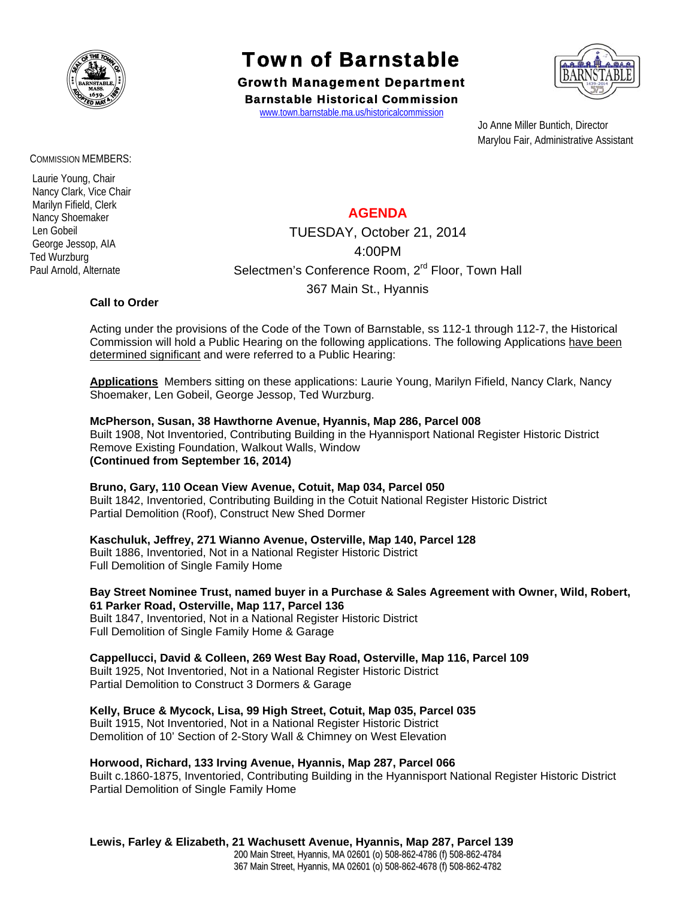# Town of Barnstable

## Growth Management Department

### Barnstable Historical Commission

www.town.barnstable.ma.us/historicalcommission

Jo Anne Miller Buntich, Director
Marylou Fair, Administrative Assistant

COMMISSION MEMBERS:

Laurie Young, Chair
Nancy Clark, Vice Chair
Marilyn Fifield, Clerk
Nancy Shoemaker
Len Gobeil
George Jessop, AIA
Ted Wurzburg
Paul Arnold, Alternate

## AGENDA

TUESDAY, October 21, 2014
4:00PM
Selectmen's Conference Room, 2nd Floor, Town Hall
367 Main St., Hyannis

**Call to Order**

Acting under the provisions of the Code of the Town of Barnstable, ss 112-1 through 112-7, the Historical Commission will hold a Public Hearing on the following applications. The following Applications have been determined significant and were referred to a Public Hearing:

**Applications** Members sitting on these applications: Laurie Young, Marilyn Fifield, Nancy Clark, Nancy Shoemaker, Len Gobeil, George Jessop, Ted Wurzburg.

**McPherson, Susan, 38 Hawthorne Avenue, Hyannis, Map 286, Parcel 008**
Built 1908, Not Inventoried, Contributing Building in the Hyannisport National Register Historic District
Remove Existing Foundation, Walkout Walls, Window
**(Continued from September 16, 2014)**

**Bruno, Gary, 110 Ocean View Avenue, Cotuit, Map 034, Parcel 050**
Built 1842, Inventoried, Contributing Building in the Cotuit National Register Historic District
Partial Demolition (Roof), Construct New Shed Dormer

**Kaschuluk, Jeffrey, 271 Wianno Avenue, Osterville, Map 140, Parcel 128**
Built 1886, Inventoried, Not in a National Register Historic District
Full Demolition of Single Family Home

**Bay Street Nominee Trust, named buyer in a Purchase & Sales Agreement with Owner, Wild, Robert, 61 Parker Road, Osterville, Map 117, Parcel 136**
Built 1847, Inventoried, Not in a National Register Historic District
Full Demolition of Single Family Home & Garage

**Cappellucci, David & Colleen, 269 West Bay Road, Osterville, Map 116, Parcel 109**
Built 1925, Not Inventoried, Not in a National Register Historic District
Partial Demolition to Construct 3 Dormers & Garage

**Kelly, Bruce & Mycock, Lisa, 99 High Street, Cotuit, Map 035, Parcel 035**
Built 1915, Not Inventoried, Not in a National Register Historic District
Demolition of 10' Section of 2-Story Wall & Chimney on West Elevation

**Horwood, Richard, 133 Irving Avenue, Hyannis, Map 287, Parcel 066**
Built c.1860-1875, Inventoried, Contributing Building in the Hyannisport National Register Historic District
Partial Demolition of Single Family Home

**Lewis, Farley & Elizabeth, 21 Wachusett Avenue, Hyannis, Map 287, Parcel 139**

200 Main Street, Hyannis, MA 02601 (o) 508-862-4786 (f) 508-862-4784
367 Main Street, Hyannis, MA 02601 (o) 508-862-4678 (f) 508-862-4782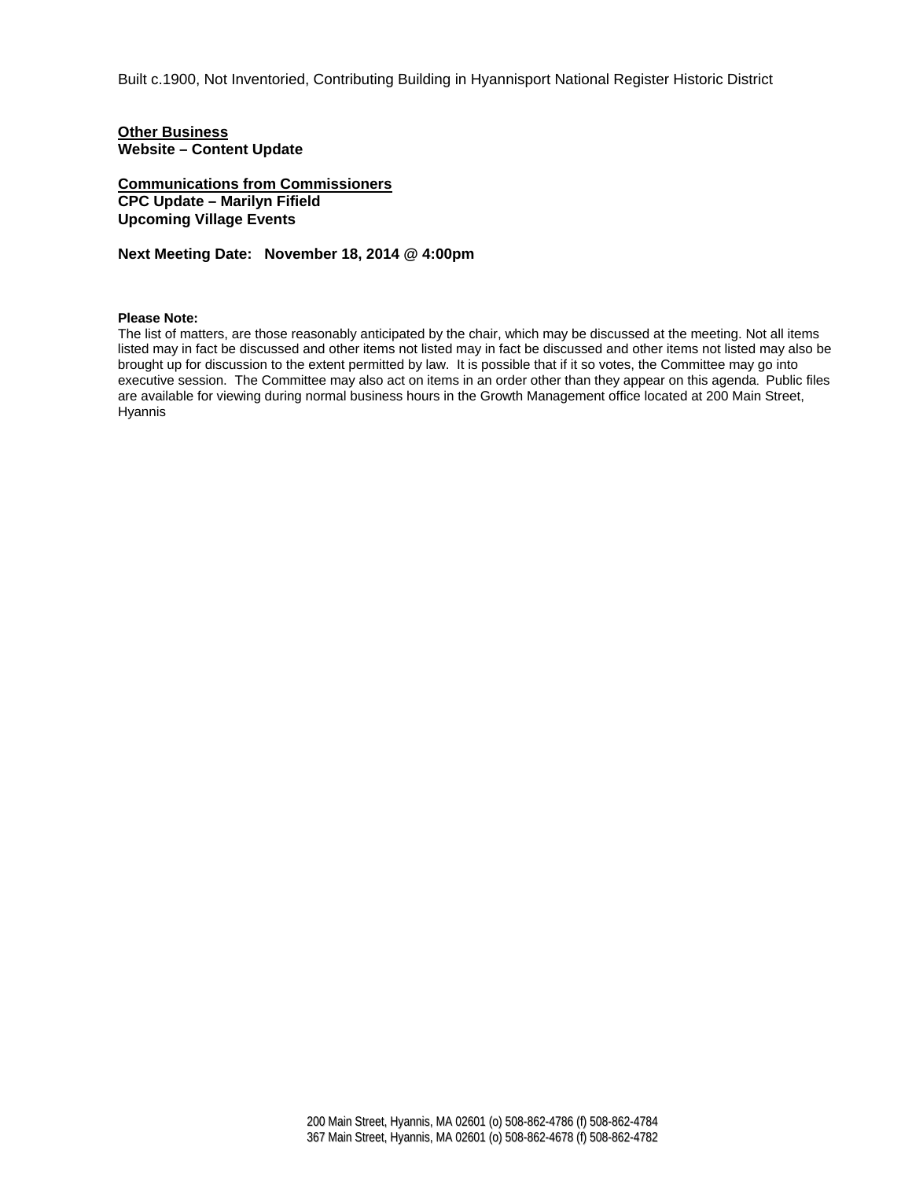Built c.1900, Not Inventoried, Contributing Building in Hyannisport National Register Historic District

**<u>Other Business</u>**
**Website – Content Update**

**<u>Communications from Commissioners</u>**
**CPC Update – Marilyn Fifield**
**Upcoming Village Events**

**Next Meeting Date: November 18, 2014 @ 4:00pm**

**Please Note:**
The list of matters, are those reasonably anticipated by the chair, which may be discussed at the meeting. Not all items listed may in fact be discussed and other items not listed may in fact be discussed and other items not listed may also be brought up for discussion to the extent permitted by law. It is possible that if it so votes, the Committee may go into executive session. The Committee may also act on items in an order other than they appear on this agenda. Public files are available for viewing during normal business hours in the Growth Management office located at 200 Main Street, Hyannis

200 Main Street, Hyannis, MA 02601 (o) 508-862-4786 (f) 508-862-4784
367 Main Street, Hyannis, MA 02601 (o) 508-862-4678 (f) 508-862-4782